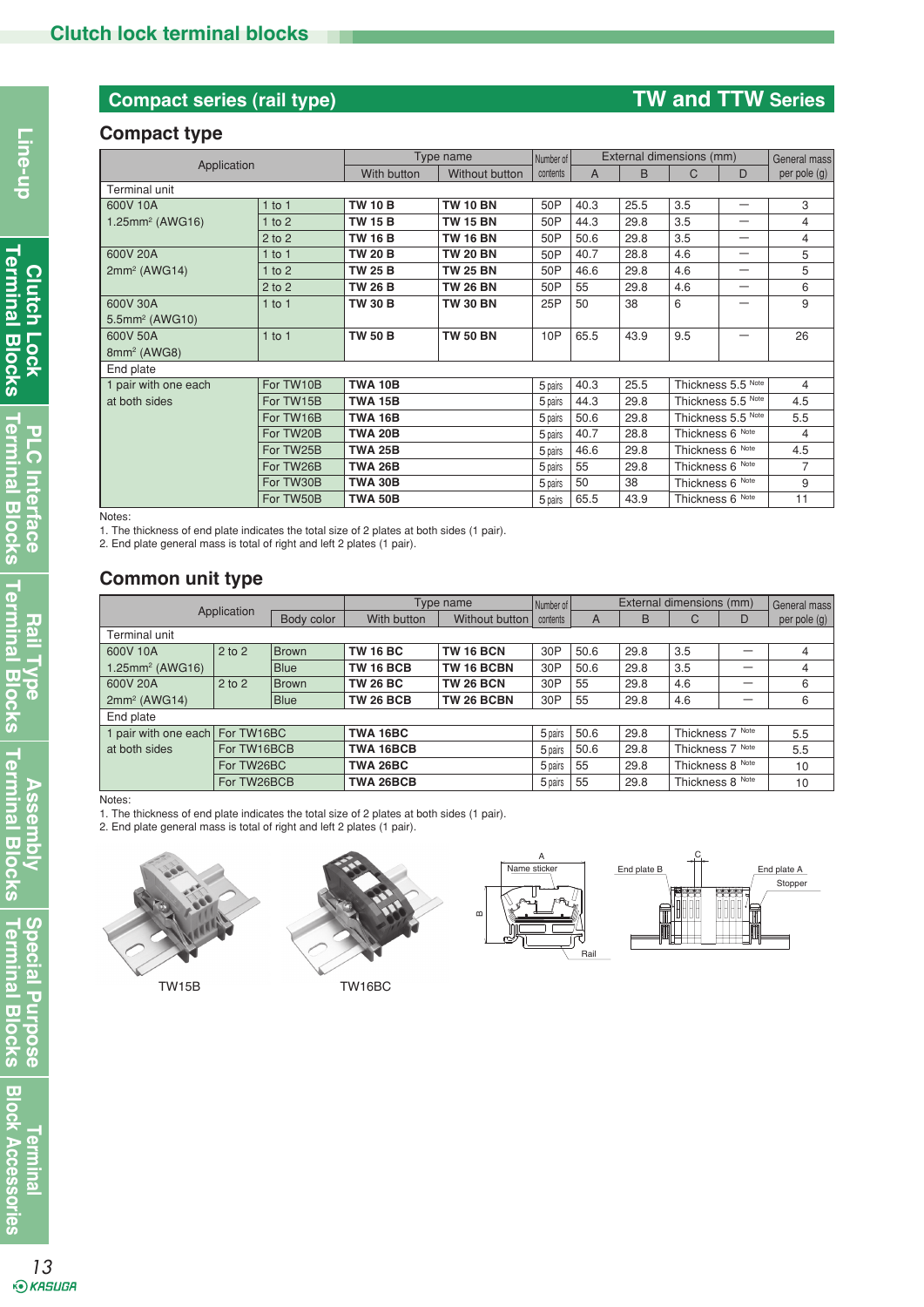# Clutch lock terminal blocks

## Compact series (rail type) — TW and TTW Series

### Compact type

| Application | | Type name | | Number of contents | External dimensions (mm) | | | | General mass per pole (g) |
|---|---|---|---|---|---|---|---|---|---|
| | | With button | Without button | | A | B | C | D | |
| Terminal unit | | | | | | | | | |
| 600V 10A 1.25mm² (AWG16) | 1 to 1 | TW 10 B | TW 10 BN | 50P | 40.3 | 25.5 | 3.5 | — | 3 |
| | 1 to 2 | TW 15 B | TW 15 BN | 50P | 44.3 | 29.8 | 3.5 | — | 4 |
| | 2 to 2 | TW 16 B | TW 16 BN | 50P | 50.6 | 29.8 | 3.5 | — | 4 |
| 600V 20A 2mm² (AWG14) | 1 to 1 | TW 20 B | TW 20 BN | 50P | 40.7 | 28.8 | 4.6 | — | 5 |
| | 1 to 2 | TW 25 B | TW 25 BN | 50P | 46.6 | 29.8 | 4.6 | — | 5 |
| | 2 to 2 | TW 26 B | TW 26 BN | 50P | 55 | 29.8 | 4.6 | — | 6 |
| 600V 30A 5.5mm² (AWG10) | 1 to 1 | TW 30 B | TW 30 BN | 25P | 50 | 38 | 6 | — | 9 |
| 600V 50A 8mm² (AWG8) | 1 to 1 | TW 50 B | TW 50 BN | 10P | 65.5 | 43.9 | 9.5 | — | 26 |
| End plate | | | | | | | | | |
| 1 pair with one each at both sides | For TW10B | TWA 10B | | 5 pairs | 40.3 | 25.5 | Thickness 5.5 Note | | 4 |
| | For TW15B | TWA 15B | | 5 pairs | 44.3 | 29.8 | Thickness 5.5 Note | | 4.5 |
| | For TW16B | TWA 16B | | 5 pairs | 50.6 | 29.8 | Thickness 5.5 Note | | 5.5 |
| | For TW20B | TWA 20B | | 5 pairs | 40.7 | 28.8 | Thickness 6 Note | | 4 |
| | For TW25B | TWA 25B | | 5 pairs | 46.6 | 29.8 | Thickness 6 Note | | 4.5 |
| | For TW26B | TWA 26B | | 5 pairs | 55 | 29.8 | Thickness 6 Note | | 7 |
| | For TW30B | TWA 30B | | 5 pairs | 50 | 38 | Thickness 6 Note | | 9 |
| | For TW50B | TWA 50B | | 5 pairs | 65.5 | 43.9 | Thickness 6 Note | | 11 |

Notes:
1. The thickness of end plate indicates the total size of 2 plates at both sides (1 pair).
2. End plate general mass is total of right and left 2 plates (1 pair).

### Common unit type

| Application | | Body color | Type name | | Number of contents | External dimensions (mm) | | | | General mass per pole (g) |
|---|---|---|---|---|---|---|---|---|---|---|
| | | | With button | Without button | | A | B | C | D | |
| Terminal unit | | | | | | | | | | |
| 600V 10A 1.25mm² (AWG16) | 2 to 2 | Brown | TW 16 BC | TW 16 BCN | 30P | 50.6 | 29.8 | 3.5 | — | 4 |
| | | Blue | TW 16 BCB | TW 16 BCBN | 30P | 50.6 | 29.8 | 3.5 | — | 4 |
| 600V 20A 2mm² (AWG14) | 2 to 2 | Brown | TW 26 BC | TW 26 BCN | 30P | 55 | 29.8 | 4.6 | — | 6 |
| | | Blue | TW 26 BCB | TW 26 BCBN | 30P | 55 | 29.8 | 4.6 | — | 6 |
| End plate | | | | | | | | | | |
| 1 pair with one each at both sides | For TW16BC | | TWA 16BC | | 5 pairs | 50.6 | 29.8 | Thickness 7 Note | | 5.5 |
| | For TW16BCB | | TWA 16BCB | | 5 pairs | 50.6 | 29.8 | Thickness 7 Note | | 5.5 |
| | For TW26BC | | TWA 26BC | | 5 pairs | 55 | 29.8 | Thickness 8 Note | | 10 |
| | For TW26BCB | | TWA 26BCB | | 5 pairs | 55 | 29.8 | Thickness 8 Note | | 10 |

Notes:
1. The thickness of end plate indicates the total size of 2 plates at both sides (1 pair).
2. End plate general mass is total of right and left 2 plates (1 pair).

TW15B

TW16BC

A, B, Name sticker, Rail

C, End plate B, End plate A, Stopper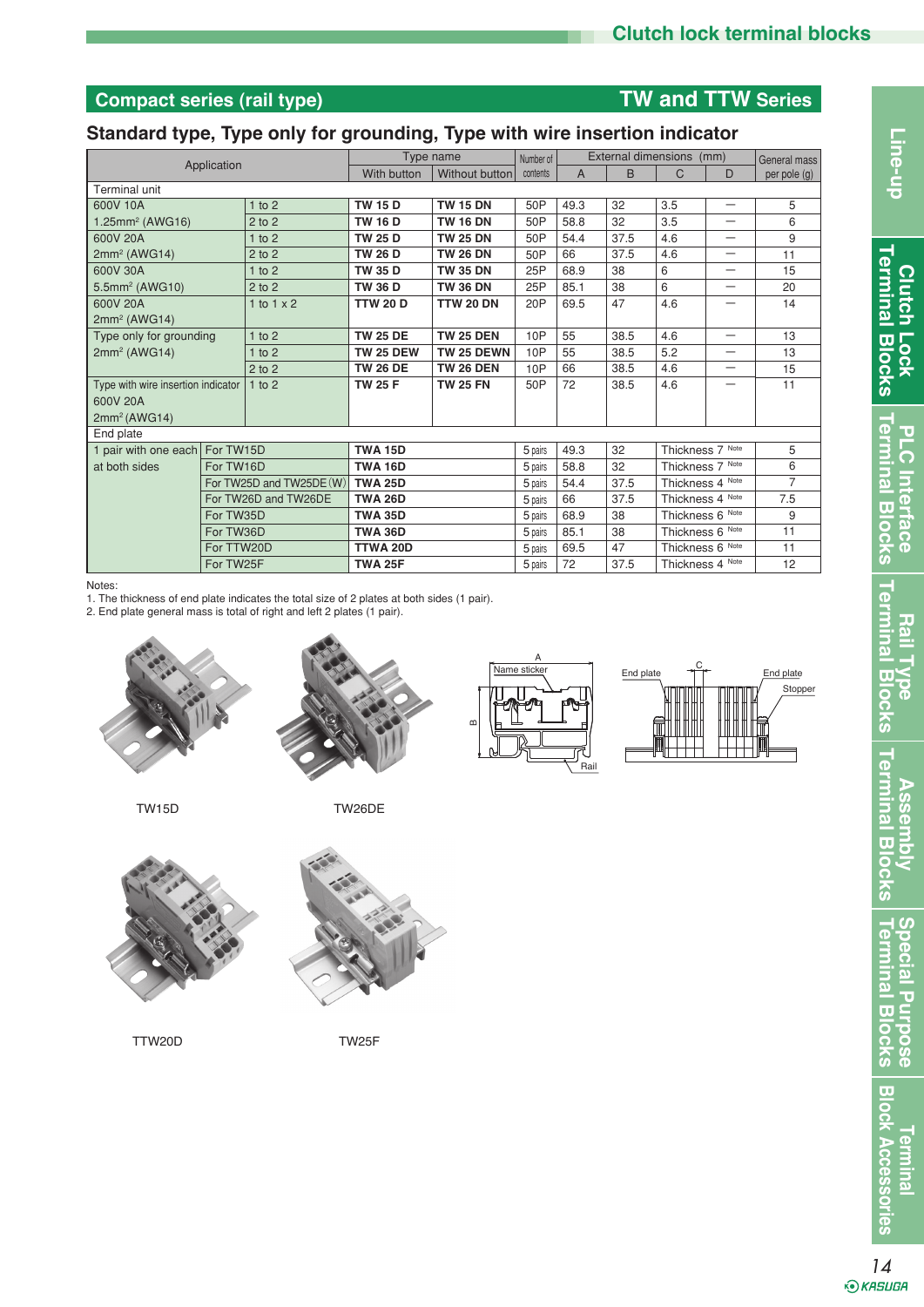## Compact series (rail type) — TW and TTW Series

### Standard type, Type only for grounding, Type with wire insertion indicator

| Application | | Type name | | Number of contents | External dimensions (mm) | | | | General mass per pole (g) |
|---|---|---|---|---|---|---|---|---|---|
| | | With button | Without button | | A | B | C | D | |
| Terminal unit | | | | | | | | | |
| 600V 10A 1.25mm² (AWG16) | 1 to 2 | TW 15 D | TW 15 DN | 50P | 49.3 | 32 | 3.5 | — | 5 |
| | 2 to 2 | TW 16 D | TW 16 DN | 50P | 58.8 | 32 | 3.5 | — | 6 |
| 600V 20A 2mm² (AWG14) | 1 to 2 | TW 25 D | TW 25 DN | 50P | 54.4 | 37.5 | 4.6 | — | 9 |
| | 2 to 2 | TW 26 D | TW 26 DN | 50P | 66 | 37.5 | 4.6 | — | 11 |
| 600V 30A 5.5mm² (AWG10) | 1 to 2 | TW 35 D | TW 35 DN | 25P | 68.9 | 38 | 6 | — | 15 |
| | 2 to 2 | TW 36 D | TW 36 DN | 25P | 85.1 | 38 | 6 | — | 20 |
| 600V 20A 2mm² (AWG14) | 1 to 1 x 2 | TTW 20 D | TTW 20 DN | 20P | 69.5 | 47 | 4.6 | — | 14 |
| Type only for grounding 2mm² (AWG14) | 1 to 2 | TW 25 DE | TW 25 DEN | 10P | 55 | 38.5 | 4.6 | — | 13 |
| | 1 to 2 | TW 25 DEW | TW 25 DEWN | 10P | 55 | 38.5 | 5.2 | — | 13 |
| | 2 to 2 | TW 26 DE | TW 26 DEN | 10P | 66 | 38.5 | 4.6 | — | 15 |
| Type with wire insertion indicator 600V 20A 2mm² (AWG14) | 1 to 2 | TW 25 F | TW 25 FN | 50P | 72 | 38.5 | 4.6 | — | 11 |
| End plate | | | | | | | | | |
| 1 pair with one each at both sides | For TW15D | TWA 15D | | 5 pairs | 49.3 | 32 | Thickness 7 Note | | 5 |
| | For TW16D | TWA 16D | | 5 pairs | 58.8 | 32 | Thickness 7 Note | | 6 |
| | For TW25D and TW25DE (W) | TWA 25D | | 5 pairs | 54.4 | 37.5 | Thickness 4 Note | | 7 |
| | For TW26D and TW26DE | TWA 26D | | 5 pairs | 66 | 37.5 | Thickness 4 Note | | 7.5 |
| | For TW35D | TWA 35D | | 5 pairs | 68.9 | 38 | Thickness 6 Note | | 9 |
| | For TW36D | TWA 36D | | 5 pairs | 85.1 | 38 | Thickness 6 Note | | 11 |
| | For TTW20D | TTWA 20D | | 5 pairs | 69.5 | 47 | Thickness 6 Note | | 11 |
| | For TW25F | TWA 25F | | 5 pairs | 72 | 37.5 | Thickness 4 Note | | 12 |

Notes:
1. The thickness of end plate indicates the total size of 2 plates at both sides (1 pair).
2. End plate general mass is total of right and left 2 plates (1 pair).

TW15D

TW26DE

A
Name sticker
B
Rail

C
End plate
End plate
Stopper

TTW20D

TW25F